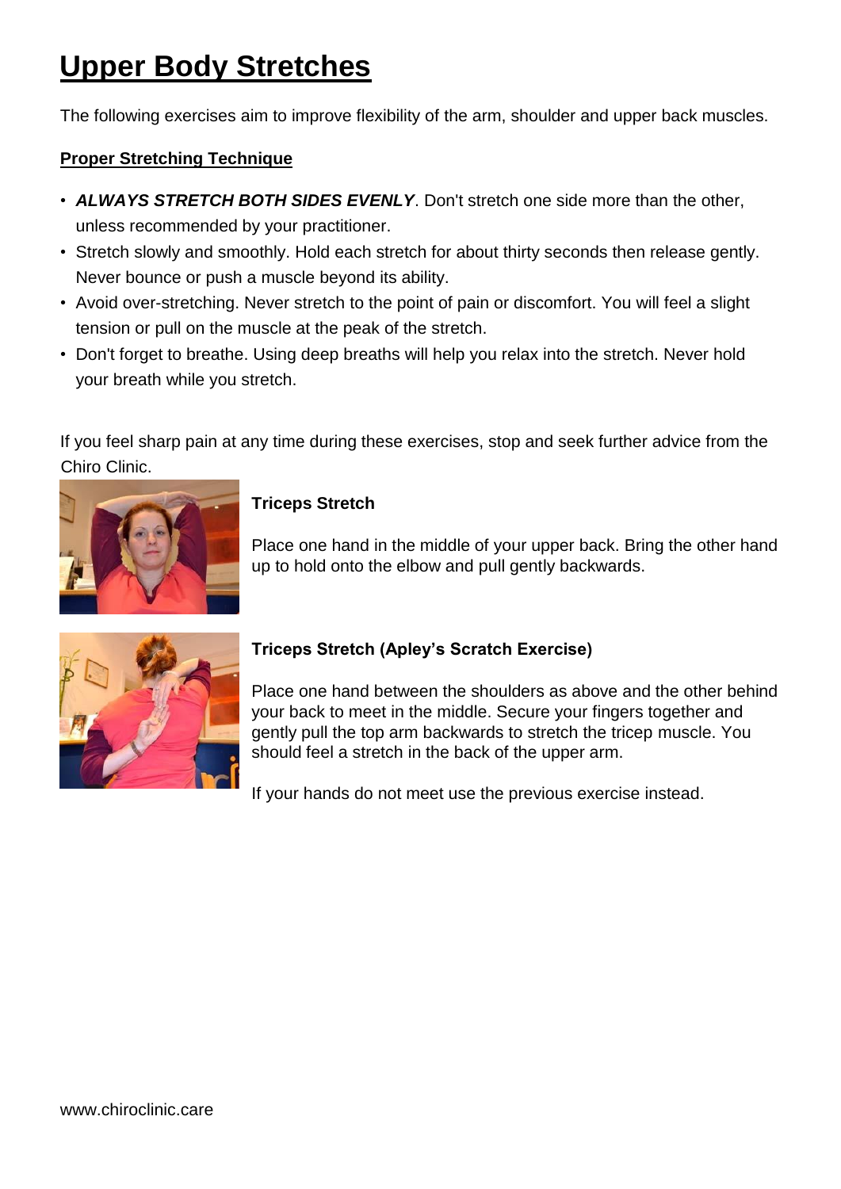# Upper Body Stretches

The following exercises aim to improve flexibility of the arm, shoulder and upper back muscles.

## Proper Stretching Technique

- ***ALWAYS STRETCH BOTH SIDES EVENLY***. Don't stretch one side more than the other, unless recommended by your practitioner.
- Stretch slowly and smoothly. Hold each stretch for about thirty seconds then release gently. Never bounce or push a muscle beyond its ability.
- Avoid over-stretching. Never stretch to the point of pain or discomfort. You will feel a slight tension or pull on the muscle at the peak of the stretch.
- Don't forget to breathe. Using deep breaths will help you relax into the stretch. Never hold your breath while you stretch.

If you feel sharp pain at any time during these exercises, stop and seek further advice from the Chiro Clinic.

### Triceps Stretch

Place one hand in the middle of your upper back. Bring the other hand up to hold onto the elbow and pull gently backwards.

### Triceps Stretch (Apley's Scratch Exercise)

Place one hand between the shoulders as above and the other behind your back to meet in the middle. Secure your fingers together and gently pull the top arm backwards to stretch the tricep muscle. You should feel a stretch in the back of the upper arm.

If your hands do not meet use the previous exercise instead.

www.chiroclinic.care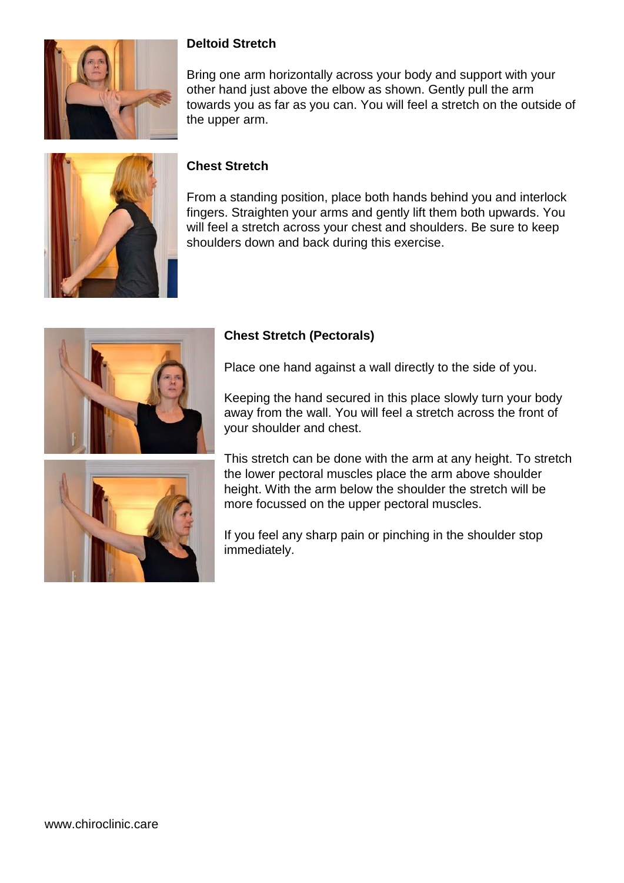**Deltoid Stretch**

Bring one arm horizontally across your body and support with your other hand just above the elbow as shown. Gently pull the arm towards you as far as you can. You will feel a stretch on the outside of the upper arm.

**Chest Stretch**

From a standing position, place both hands behind you and interlock fingers. Straighten your arms and gently lift them both upwards. You will feel a stretch across your chest and shoulders. Be sure to keep shoulders down and back during this exercise.

**Chest Stretch (Pectorals)**

Place one hand against a wall directly to the side of you.

Keeping the hand secured in this place slowly turn your body away from the wall. You will feel a stretch across the front of your shoulder and chest.

This stretch can be done with the arm at any height. To stretch the lower pectoral muscles place the arm above shoulder height. With the arm below the shoulder the stretch will be more focussed on the upper pectoral muscles.

If you feel any sharp pain or pinching in the shoulder stop immediately.

www.chiroclinic.care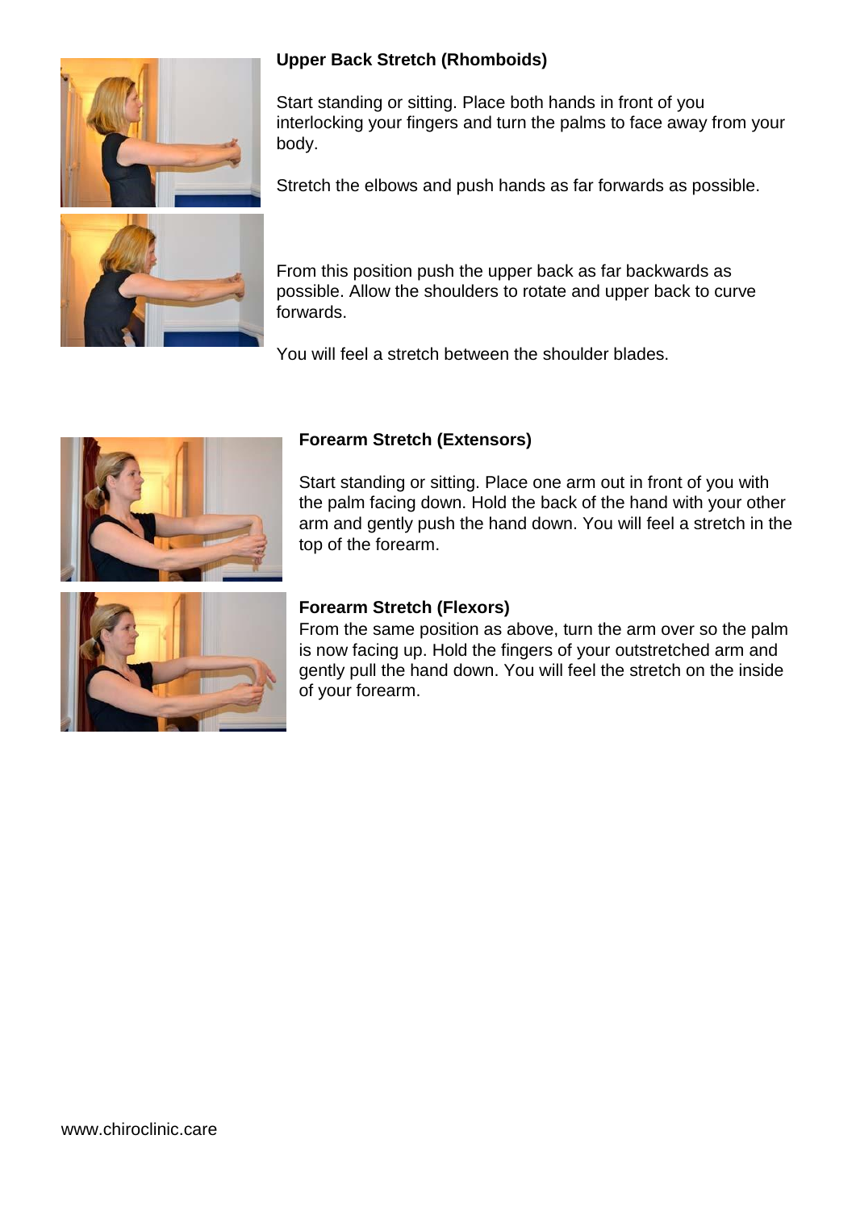## Upper Back Stretch (Rhomboids)

Start standing or sitting. Place both hands in front of you interlocking your fingers and turn the palms to face away from your body.

Stretch the elbows and push hands as far forwards as possible.

From this position push the upper back as far backwards as possible. Allow the shoulders to rotate and upper back to curve forwards.

You will feel a stretch between the shoulder blades.

## Forearm Stretch (Extensors)

Start standing or sitting. Place one arm out in front of you with the palm facing down. Hold the back of the hand with your other arm and gently push the hand down. You will feel a stretch in the top of the forearm.

## Forearm Stretch (Flexors)

From the same position as above, turn the arm over so the palm is now facing up. Hold the fingers of your outstretched arm and gently pull the hand down. You will feel the stretch on the inside of your forearm.